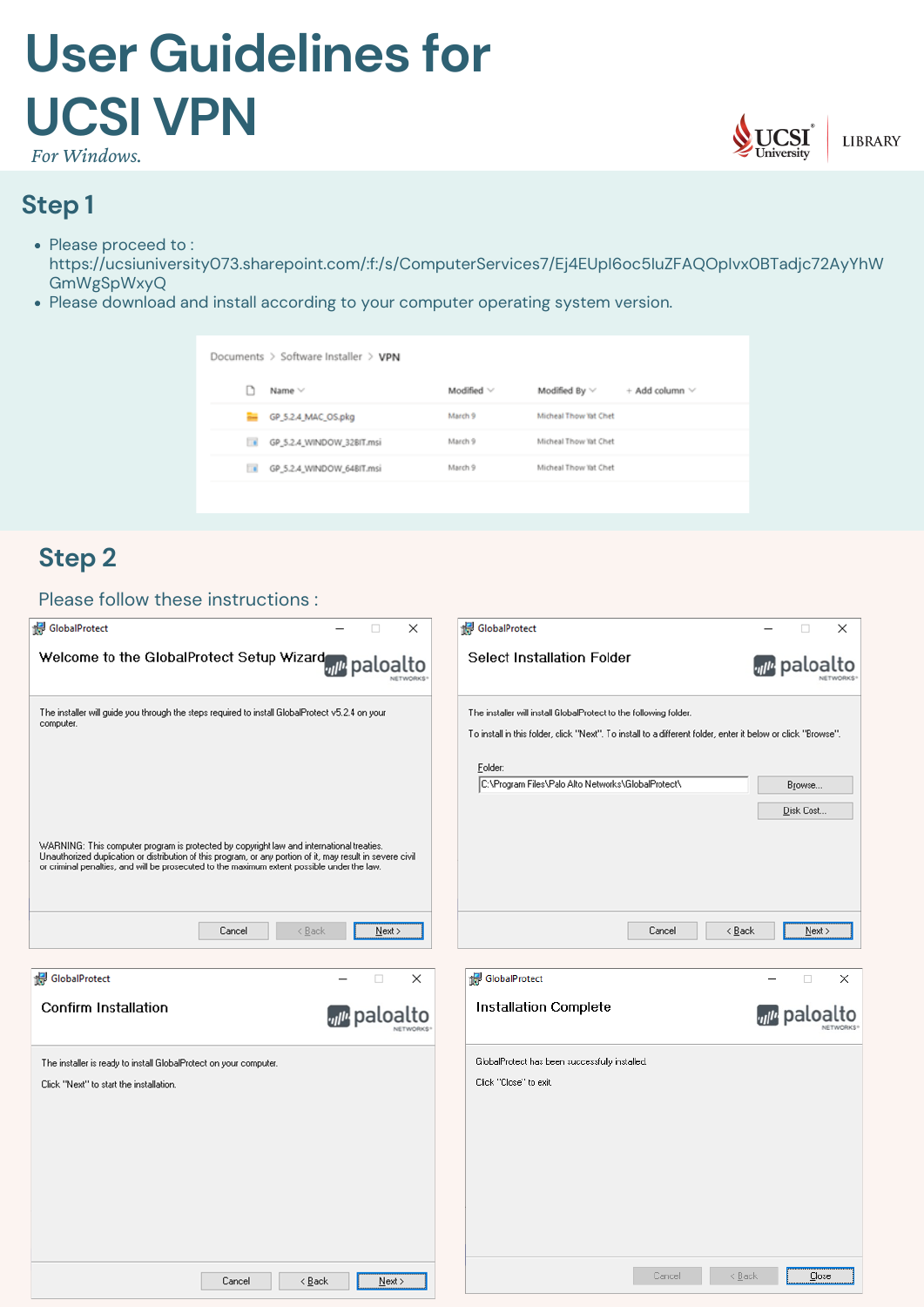# User Guidelines for UCSI VPN

*For Windows.*

UCSI University | LIBRARY

## Step 1

- Please proceed to : https://ucsiuniversity073.sharepoint.com/:f:/s/ComputerServices7/Ej4EUpI6oc5luZFAQOplvxOBTadjc72AyYhWGmWgSpWxyQ
- Please download and install according to your computer operating system version.

Documents > Software Installer > VPN

| Name | Modified | Modified By | + Add column |
|---|---|---|---|
| GP_5.2.4_MAC_OS.pkg | March 9 | Micheal Thow Yat Chet | |
| GP_5.2.4_WINDOW_32BIT.msi | March 9 | Micheal Thow Yat Chet | |
| GP_5.2.4_WINDOW_64BIT.msi | March 9 | Micheal Thow Yat Chet | |

## Step 2

Please follow these instructions :

**GlobalProtect — Welcome to the GlobalProtect Setup Wizard**

The installer will guide you through the steps required to install GlobalProtect v5.2.4 on your computer.

WARNING: This computer program is protected by copyright law and international treaties. Unauthorized duplication or distribution of this program, or any portion of it, may result in severe civil or criminal penalties, and will be prosecuted to the maximum extent possible under the law.

Cancel | < Back | Next >

**GlobalProtect — Select Installation Folder**

The installer will install GlobalProtect to the following folder.

To install in this folder, click "Next". To install to a different folder, enter it below or click "Browse".

Folder:
C:\Program Files\Palo Alto Networks\GlobalProtect\

Browse... | Disk Cost...

Cancel | < Back | Next >

**GlobalProtect — Confirm Installation**

The installer is ready to install GlobalProtect on your computer.

Click "Next" to start the installation.

Cancel | < Back | Next >

**GlobalProtect — Installation Complete**

GlobalProtect has been successfully installed.

Click "Close" to exit.

Cancel | < Back | Close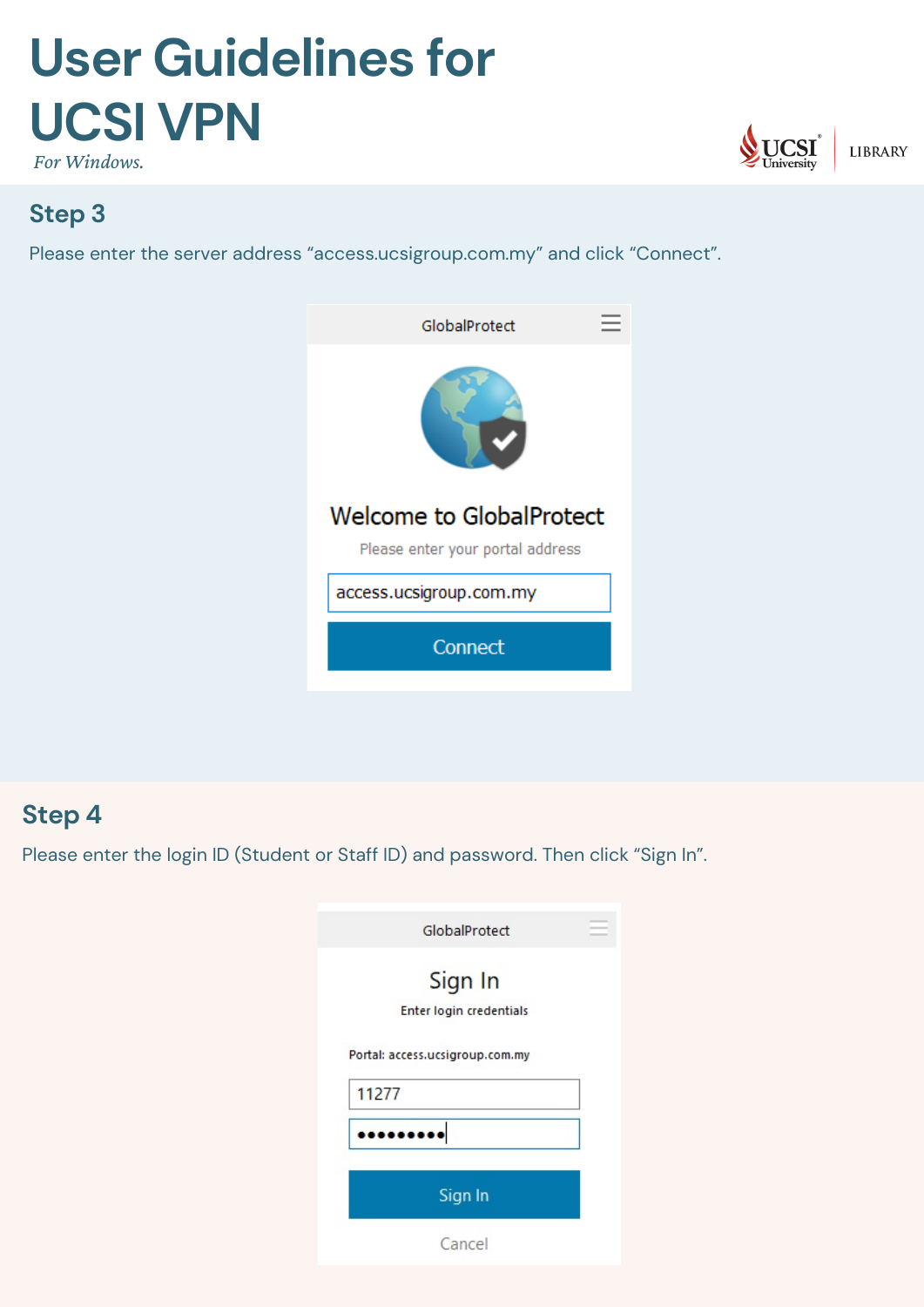# User Guidelines for UCSI VPN

*For Windows.*

## Step 3

Please enter the server address “access.ucsigroup.com.my” and click “Connect”.

GlobalProtect

Welcome to GlobalProtect

Please enter your portal address

access.ucsigroup.com.my

Connect

## Step 4

Please enter the login ID (Student or Staff ID) and password. Then click “Sign In”.

GlobalProtect

Sign In

Enter login credentials

Portal: access.ucsigroup.com.my

11277

Sign In

Cancel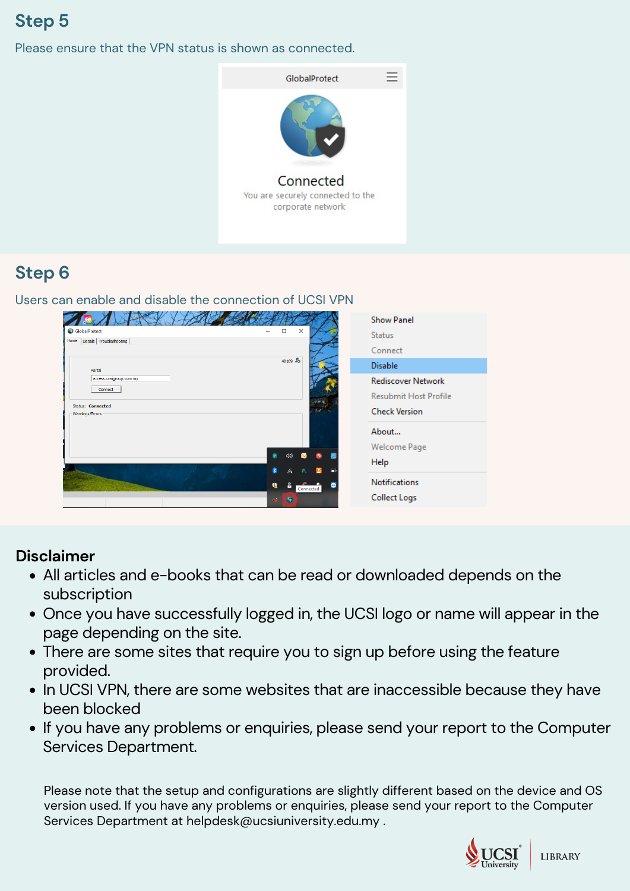## Step 5

Please ensure that the VPN status is shown as connected.

## Step 6

Users can enable and disable the connection of UCSI VPN

## Disclaimer

- All articles and e-books that can be read or downloaded depends on the subscription
- Once you have successfully logged in, the UCSI logo or name will appear in the page depending on the site.
- There are some sites that require you to sign up before using the feature provided.
- In UCSI VPN, there are some websites that are inaccessible because they have been blocked
- If you have any problems or enquiries, please send your report to the Computer Services Department.

Please note that the setup and configurations are slightly different based on the device and OS version used. If you have any problems or enquiries, please send your report to the Computer Services Department at helpdesk@ucsiuniversity.edu.my .

UCSI University | LIBRARY